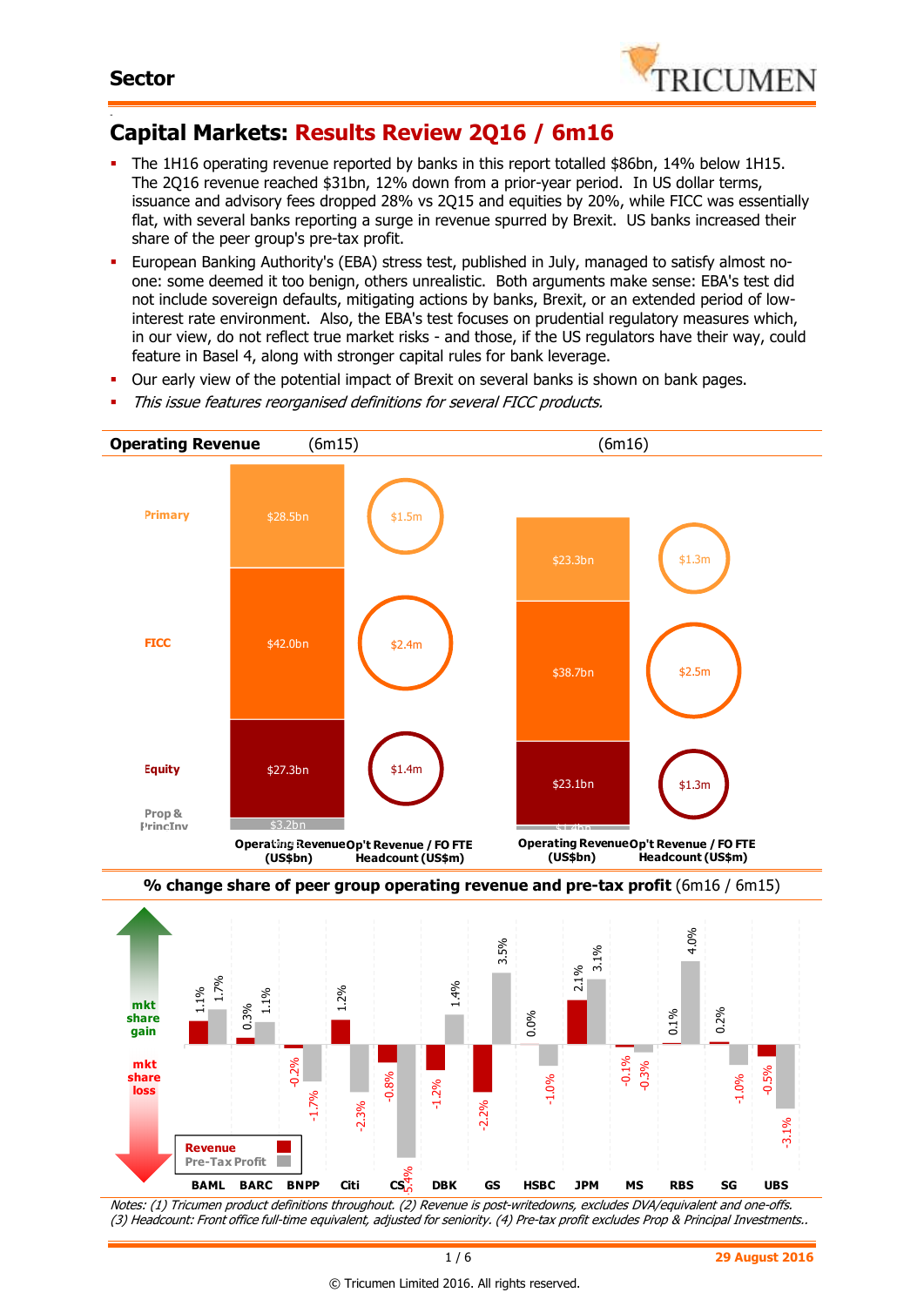## Sector

# Capital Markets: Results Review 2Q16 / 6m16

- The 1H16 operating revenue reported by banks in this report totalled $86bn, 14% below 1H15. The 2Q16 revenue reached $31bn, 12% down from a prior-year period. In US dollar terms, issuance and advisory fees dropped 28% vs 2Q15 and equities by 20%, while FICC was essentially flat, with several banks reporting a surge in revenue spurred by Brexit. US banks increased their share of the peer group's pre-tax profit.
- European Banking Authority's (EBA) stress test, published in July, managed to satisfy almost no-one: some deemed it too benign, others unrealistic. Both arguments make sense: EBA's test did not include sovereign defaults, mitigating actions by banks, Brexit, or an extended period of low-interest rate environment. Also, the EBA's test focuses on prudential regulatory measures which, in our view, do not reflect true market risks - and those, if the US regulators have their way, could feature in Basel 4, along with stronger capital rules for bank leverage.
- Our early view of the potential impact of Brexit on several banks is shown on bank pages.
- *This issue features reorganised definitions for several FICC products.*

**Operating Revenue** (6m15) (6m16)

| | Operating Revenue (US$bn) 6m15 | Op't Revenue / FO FTE Headcount (US$m) 6m15 | Operating Revenue (US$bn) 6m16 | Op't Revenue / FO FTE Headcount (US$m) 6m16 |
|---|---|---|---|---|
| Primary | $28.5bn | $1.5m | $23.3bn | $1.3m |
| FICC | $42.0bn | $2.4m | $38.7bn | $2.5m |
| Equity | $27.3bn | $1.4m | $23.1bn | $1.3m |
| Prop & PrincInv | $3.2bn | | $1.4bn | |

**% change share of peer group operating revenue and pre-tax profit** (6m16 / 6m15)

| | Revenue | Pre-Tax Profit |
|---|---|---|
| BAML | 1.1% | 1.7% |
| BARC | 0.3% | 1.1% |
| BNPP | -0.2% | -1.7% |
| Citi | 1.2% | -2.3% |
| CS | -0.8% | -5.4% |
| DBK | -1.2% | 1.4% |
| GS | -2.2% | 3.5% |
| HSBC | 0.0% | -1.0% |
| JPM | 2.1% | 3.1% |
| MS | -0.1% | -0.3% |
| RBS | 0.1% | 4.0% |
| SG | 0.2% | -1.0% |
| UBS | -0.5% | -3.1% |

mkt share gain / mkt share loss

*Notes: (1) Tricumen product definitions throughout. (2) Revenue is post-writedowns, excludes DVA/equivalent and one-offs. (3) Headcount: Front office full-time equivalent, adjusted for seniority. (4) Pre-tax profit excludes Prop & Principal Investments..*

29 August 2016

© Tricumen Limited 2016. All rights reserved.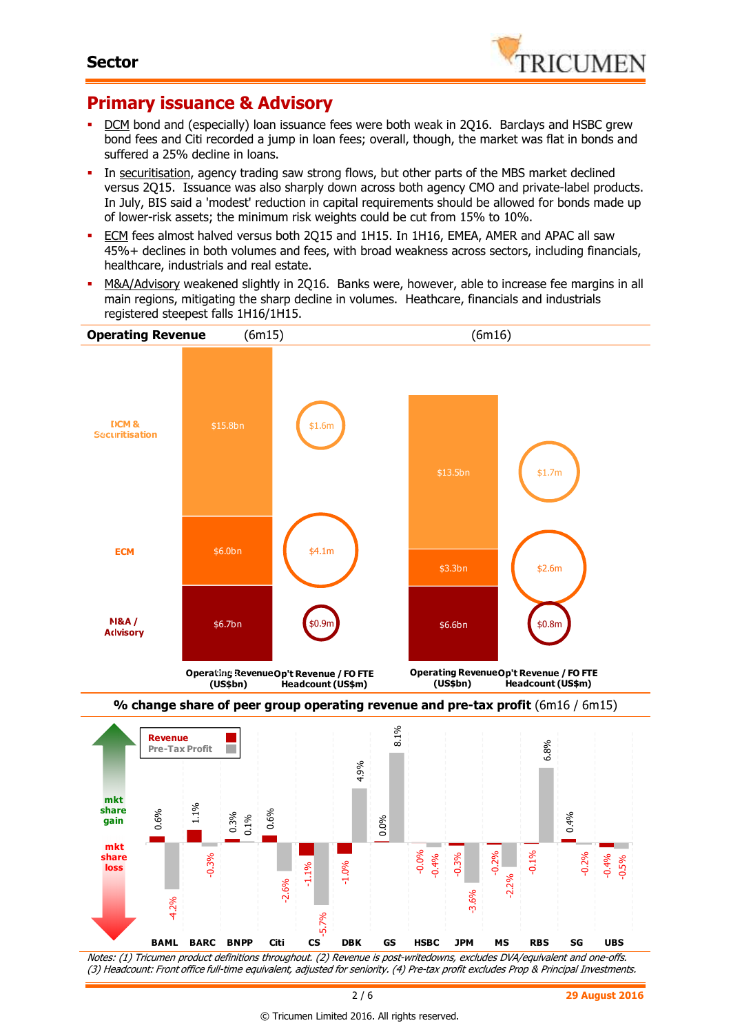## Primary issuance & Advisory

- DCM bond and (especially) loan issuance fees were both weak in 2Q16. Barclays and HSBC grew bond fees and Citi recorded a jump in loan fees; overall, though, the market was flat in bonds and suffered a 25% decline in loans.
- In securitisation, agency trading saw strong flows, but other parts of the MBS market declined versus 2Q15. Issuance was also sharply down across both agency CMO and private-label products. In July, BIS said a 'modest' reduction in capital requirements should be allowed for bonds made up of lower-risk assets; the minimum risk weights could be cut from 15% to 10%.
- ECM fees almost halved versus both 2Q15 and 1H15. In 1H16, EMEA, AMER and APAC all saw 45%+ declines in both volumes and fees, with broad weakness across sectors, including financials, healthcare, industrials and real estate.
- M&A/Advisory weakened slightly in 2Q16. Banks were, however, able to increase fee margins in all main regions, mitigating the sharp decline in volumes. Heathcare, financials and industrials registered steepest falls 1H16/1H15.

**Operating Revenue**

| | (6m15) Operating Revenue (US$bn) | (6m15) Op't Revenue / FO FTE Headcount (US$m) | (6m16) Operating Revenue (US$bn) | (6m16) Op't Revenue / FO FTE Headcount (US$m) |
|---|---|---|---|---|
| DCM & Securitisation | $15.8bn | $1.6m | $13.5bn | $1.7m |
| ECM | $6.0bn | $4.1m | $3.3bn | $2.6m |
| M&A / Advisory | $6.7bn | $0.9m | $6.6bn | $0.8m |

**% change share of peer group operating revenue and pre-tax profit** (6m16 / 6m15)

| | BAML | BARC | BNPP | Citi | CS | DBK | GS | HSBC | JPM | MS | RBS | SG | UBS |
|---|---|---|---|---|---|---|---|---|---|---|---|---|---|
| Revenue | 0.6% | 1.1% | 0.3% | 0.6% | -1.1% | -1.0% | 0.0% | -0.0% | -0.3% | -0.2% | -0.1% | 0.4% | -0.4% |
| Pre-Tax Profit | -4.2% | -0.3% | 0.1% | -2.6% | -5.7% | 4.9% | 8.1% | -0.4% | -3.6% | -2.2% | 6.8% | -0.2% | -0.5% |

mkt share gain / mkt share loss

*Notes: (1) Tricumen product definitions throughout. (2) Revenue is post-writedowns, excludes DVA/equivalent and one-offs. (3) Headcount: Front office full-time equivalent, adjusted for seniority. (4) Pre-tax profit excludes Prop & Principal Investments.*

29 August 2016

© Tricumen Limited 2016. All rights reserved.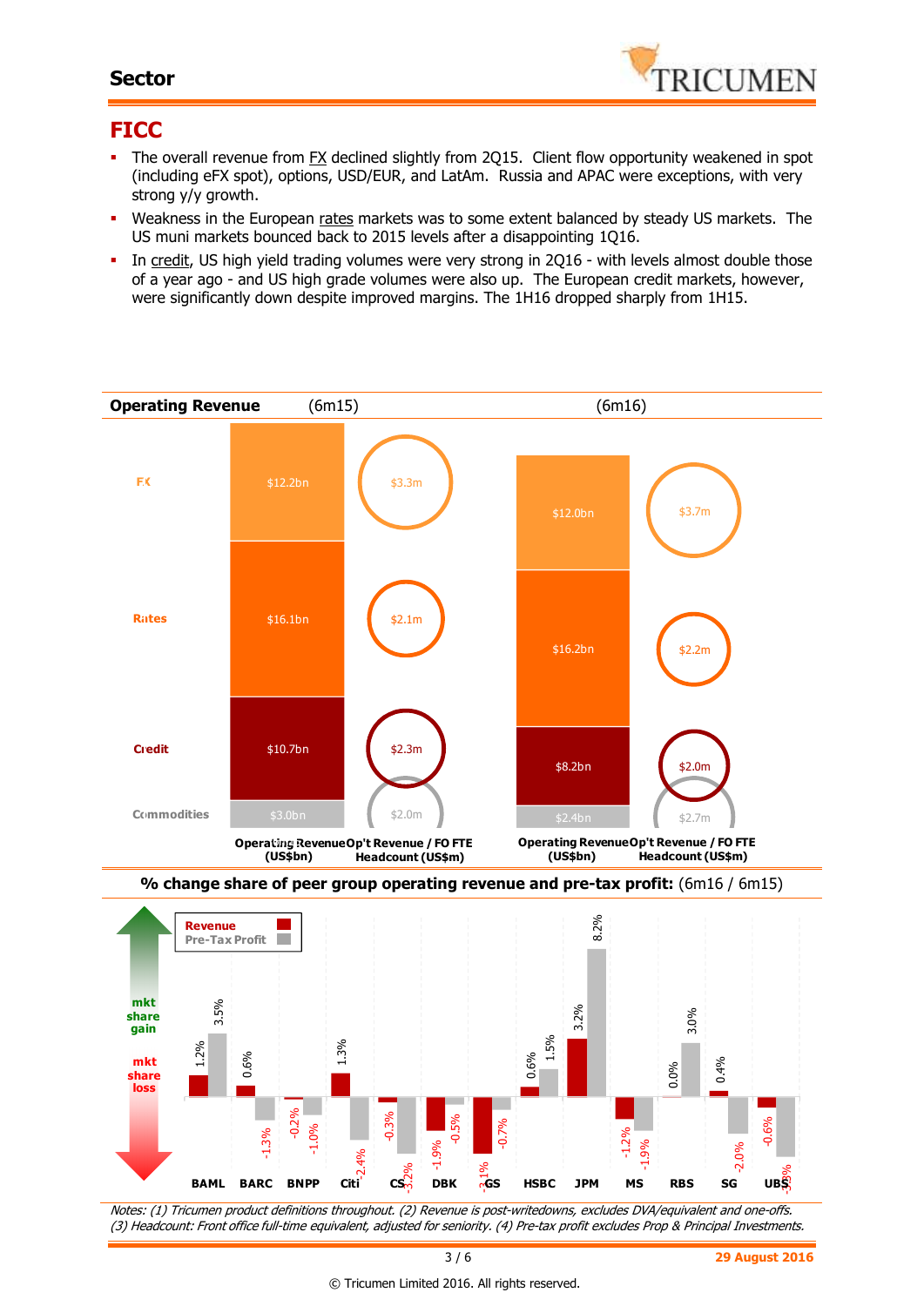# FICC

- The overall revenue from FX declined slightly from 2Q15. Client flow opportunity weakened in spot (including eFX spot), options, USD/EUR, and LatAm. Russia and APAC were exceptions, with very strong y/y growth.
- Weakness in the European rates markets was to some extent balanced by steady US markets. The US muni markets bounced back to 2015 levels after a disappointing 1Q16.
- In credit, US high yield trading volumes were very strong in 2Q16 - with levels almost double those of a year ago - and US high grade volumes were also up. The European credit markets, however, were significantly down despite improved margins. The 1H16 dropped sharply from 1H15.

## Operating Revenue

| | (6m15) Operating Revenue (US$bn) | (6m15) Op't Revenue / FO FTE Headcount (US$m) | (6m16) Operating Revenue (US$bn) | (6m16) Op't Revenue / FO FTE Headcount (US$m) |
|---|---|---|---|---|
| FX | $12.2bn | $3.3m | $12.0bn | $3.7m |
| Rates | $16.1bn | $2.1m | $16.2bn | $2.2m |
| Credit | $10.7bn | $2.3m | $8.2bn | $2.0m |
| Commodities | $3.0bn | $2.0m | $2.4bn | $2.7m |

## % change share of peer group operating revenue and pre-tax profit: (6m16 / 6m15)

| | Revenue | Pre-Tax Profit |
|---|---|---|
| BAML | 1.2% | 3.5% |
| BARC | 0.6% | -1.3% |
| BNPP | -0.2% | -1.0% |
| Citi | 1.3% | -2.4% |
| CS | -0.3% | -3.2% |
| DBK | -1.9% | -0.5% |
| GS | -3.1% | -0.7% |
| HSBC | 0.6% | 1.5% |
| JPM | 3.2% | 8.2% |
| MS | -1.2% | -1.9% |
| RBS | 0.0% | 3.0% |
| SG | 0.4% | -2.0% |
| UBS | -0.6% | -3.3% |

*Notes: (1) Tricumen product definitions throughout. (2) Revenue is post-writedowns, excludes DVA/equivalent and one-offs. (3) Headcount: Front office full-time equivalent, adjusted for seniority. (4) Pre-tax profit excludes Prop & Principal Investments.*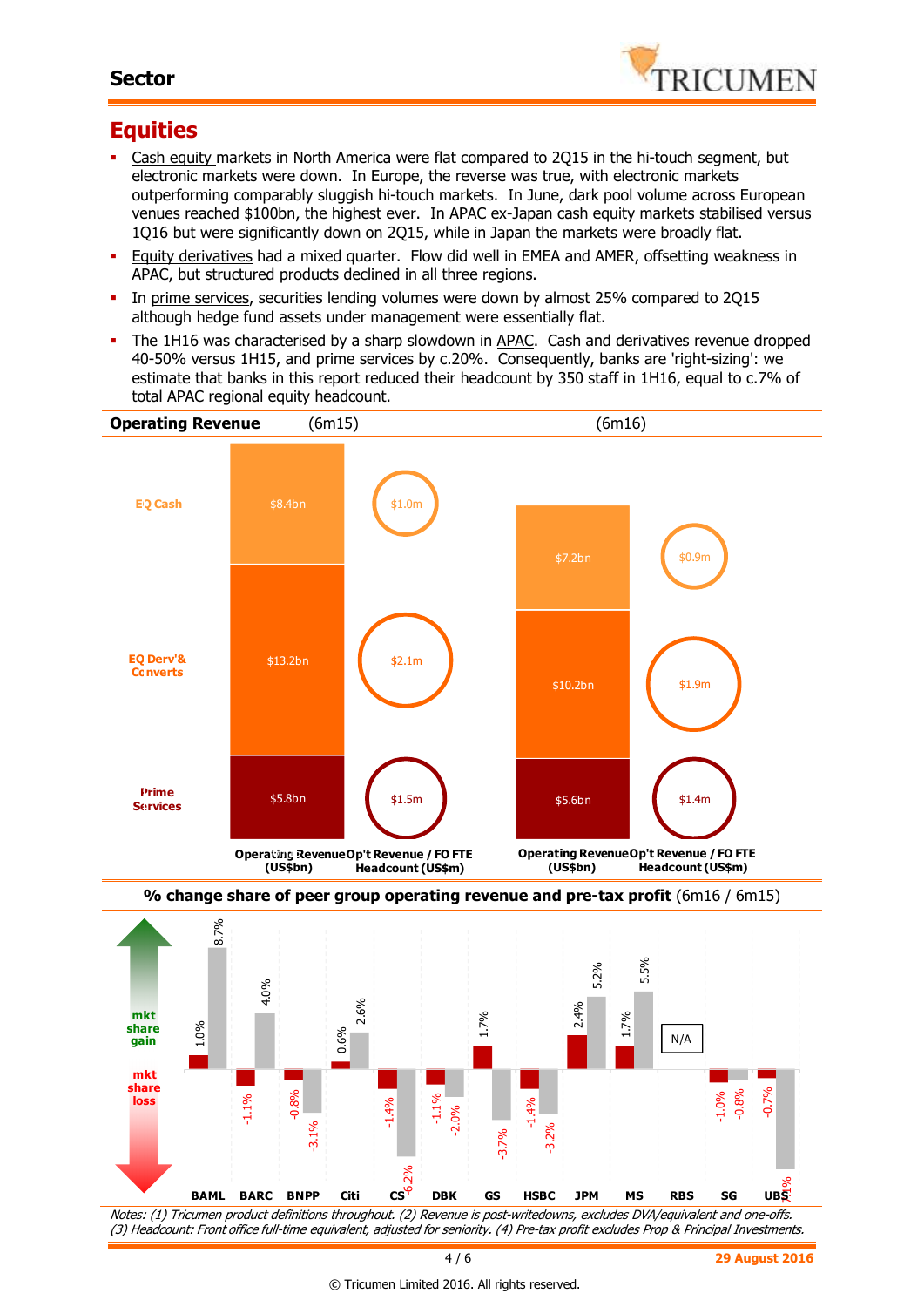# Equities

- Cash equity markets in North America were flat compared to 2Q15 in the hi-touch segment, but electronic markets were down. In Europe, the reverse was true, with electronic markets outperforming comparably sluggish hi-touch markets. In June, dark pool volume across European venues reached $100bn, the highest ever. In APAC ex-Japan cash equity markets stabilised versus 1Q16 but were significantly down on 2Q15, while in Japan the markets were broadly flat.
- Equity derivatives had a mixed quarter. Flow did well in EMEA and AMER, offsetting weakness in APAC, but structured products declined in all three regions.
- In prime services, securities lending volumes were down by almost 25% compared to 2Q15 although hedge fund assets under management were essentially flat.
- The 1H16 was characterised by a sharp slowdown in APAC. Cash and derivatives revenue dropped 40-50% versus 1H15, and prime services by c.20%. Consequently, banks are 'right-sizing': we estimate that banks in this report reduced their headcount by 350 staff in 1H16, equal to c.7% of total APAC regional equity headcount.

**Operating Revenue**

| | 6m15 Operating Revenue (US$bn) | 6m15 Op't Revenue / FO FTE Headcount (US$m) | 6m16 Operating Revenue (US$bn) | 6m16 Op't Revenue / FO FTE Headcount (US$m) |
|---|---|---|---|---|
| EQ Cash | $8.4bn | $1.0m | $7.2bn | $0.9m |
| EQ Derv'& Converts | $13.2bn | $2.1m | $10.2bn | $1.9m |
| Prime Services | $5.8bn | $1.5m | $5.6bn | $1.4m |

**% change share of peer group operating revenue and pre-tax profit** (6m16 / 6m15)

| Bank | Operating revenue | Pre-tax profit |
|---|---|---|
| BAML | 1.0% | 8.7% |
| BARC | -1.1% | 4.0% |
| BNPP | -0.8% | -3.1% |
| Citi | 0.6% | 2.6% |
| CS | -1.4% | -6.2% |
| DBK | -1.1% | -2.0% |
| GS | 1.7% | -3.7% |
| HSBC | -1.4% | -3.2% |
| JPM | 2.4% | 5.2% |
| MS | 1.7% | 5.5% |
| RBS | N/A | N/A |
| SG | -1.0% | -0.8% |
| UBS | -0.7% | -7.1% |

mkt share gain / mkt share loss

*Notes: (1) Tricumen product definitions throughout. (2) Revenue is post-writedowns, excludes DVA/equivalent and one-offs. (3) Headcount: Front office full-time equivalent, adjusted for seniority. (4) Pre-tax profit excludes Prop & Principal Investments.*

29 August 2016

© Tricumen Limited 2016. All rights reserved.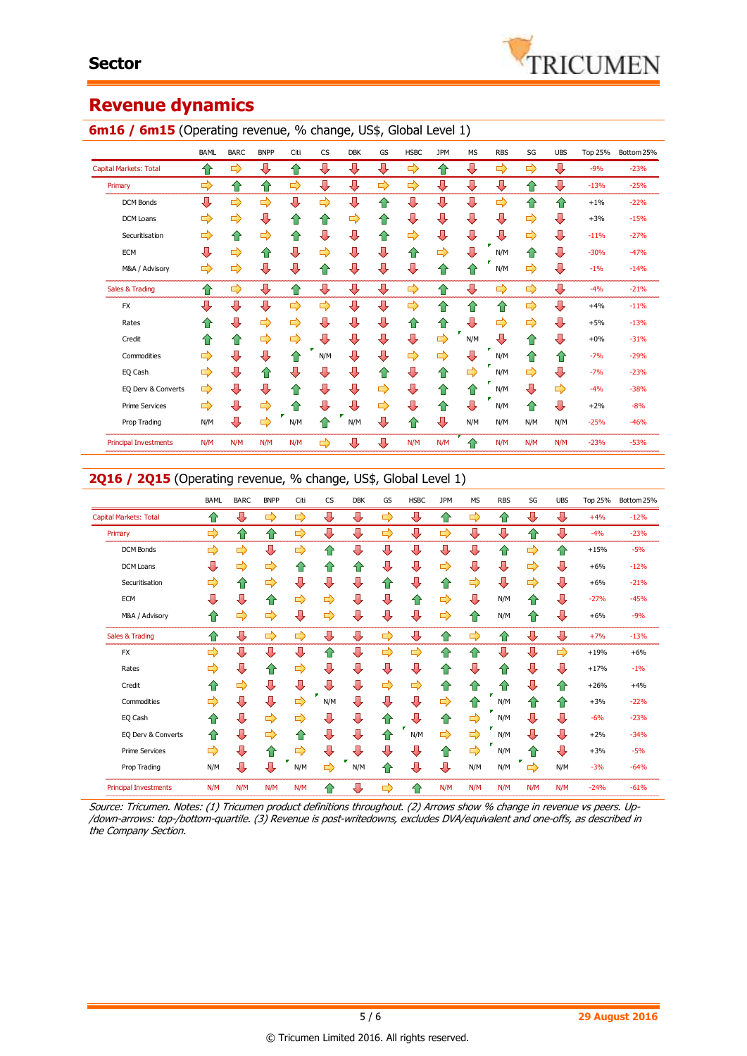# Sector

## Revenue dynamics

### 6m16 / 6m15 (Operating revenue, % change, US$, Global Level 1)

| | BAML | BARC | BNPP | Citi | CS | DBK | GS | HSBC | JPM | MS | RBS | SG | UBS | Top 25% | Bottom 25% |
|---|---|---|---|---|---|---|---|---|---|---|---|---|---|---|---|
| Capital Markets: Total | ↑ | → | ↓ | ↑ | ↓ | ↓ | ↓ | → | ↑ | ↓ | → | → | ↓ | -9% | -23% |
| Primary | → | ↑ | ↑ | → | ↓ | ↓ | → | → | ↓ | ↓ | ↓ | ↑ | ↓ | -13% | -25% |
| DCM Bonds | ↓ | → | → | ↓ | → | ↓ | ↑ | ↓ | ↓ | ↓ | → | ↑ | ↑ | +1% | -22% |
| DCM Loans | → | → | ↓ | ↑ | ↑ | → | ↑ | ↓ | ↓ | ↓ | ↓ | → | ↓ | +3% | -15% |
| Securitisation | → | ↑ | → | ↑ | ↓ | ↓ | ↑ | → | ↓ | ↓ | ↓ | → | ↓ | -11% | -27% |
| ECM | ↓ | → | ↑ | ↓ | → | ↓ | ↓ | ↑ | → | ↓ | N/M | ↑ | ↓ | -30% | -47% |
| M&A / Advisory | → | → | ↓ | ↓ | ↑ | ↓ | ↓ | ↓ | ↑ | ↑ | N/M | → | ↓ | -1% | -14% |
| Sales & Trading | ↑ | → | ↓ | ↑ | ↓ | ↓ | ↓ | → | ↑ | ↓ | → | → | ↓ | -4% | -21% |
| FX | ↓ | ↓ | ↓ | → | → | ↓ | ↓ | → | ↑ | ↑ | ↑ | → | ↓ | +4% | -11% |
| Rates | ↑ | ↓ | → | → | ↓ | ↓ | ↓ | ↑ | ↑ | ↓ | → | → | ↓ | +5% | -13% |
| Credit | ↑ | ↑ | → | → | ↓ | ↓ | ↓ | ↓ | → | N/M | ↓ | ↑ | ↓ | +0% | -31% |
| Commodities | → | ↓ | ↓ | ↑ | N/M | ↓ | ↓ | → | → | ↓ | N/M | ↑ | ↑ | -7% | -29% |
| EQ Cash | → | ↓ | ↑ | ↓ | ↓ | ↓ | ↑ | ↓ | ↑ | → | N/M | → | ↓ | -7% | -23% |
| EQ Derv & Converts | → | ↓ | ↓ | ↑ | ↓ | ↓ | → | ↓ | ↑ | ↑ | N/M | ↓ | → | -4% | -38% |
| Prime Services | → | ↓ | → | ↑ | ↓ | ↓ | → | ↓ | ↑ | ↓ | N/M | ↑ | ↓ | +2% | -8% |
| Prop Trading | N/M | ↓ | → | N/M | ↑ | N/M | ↓ | ↑ | ↓ | N/M | N/M | N/M | N/M | -25% | -46% |
| Principal Investments | N/M | N/M | N/M | N/M | → | ↓ | ↓ | N/M | N/M | ↑ | N/M | N/M | N/M | -23% | -53% |

### 2Q16 / 2Q15 (Operating revenue, % change, US$, Global Level 1)

| | BAML | BARC | BNPP | Citi | CS | DBK | GS | HSBC | JPM | MS | RBS | SG | UBS | Top 25% | Bottom 25% |
|---|---|---|---|---|---|---|---|---|---|---|---|---|---|---|---|
| Capital Markets: Total | ↑ | ↓ | → | → | ↓ | ↓ | → | ↓ | ↑ | → | ↑ | ↓ | ↓ | +4% | -12% |
| Primary | → | ↑ | ↑ | → | ↓ | ↓ | ↓ | ↓ | ↓ | ↓ | ↓ | ↑ | ↓ | -4% | -23% |
| DCM Bonds | → | → | ↓ | → | ↑ | ↓ | ↓ | ↓ | ↓ | ↓ | ↑ | → | ↑ | +15% | -5% |
| DCM Loans | ↓ | → | → | ↑ | ↑ | ↑ | ↓ | ↓ | → | ↓ | ↓ | → | ↓ | +6% | -12% |
| Securitisation | → | ↑ | → | ↓ | ↓ | ↓ | ↑ | ↓ | ↑ | → | ↓ | → | ↓ | +6% | -21% |
| ECM | ↓ | ↓ | ↑ | → | → | ↓ | ↓ | ↑ | → | ↓ | N/M | ↑ | ↓ | -27% | -45% |
| M&A / Advisory | ↑ | → | → | ↓ | → | ↓ | ↓ | ↓ | → | ↑ | N/M | ↑ | ↓ | +6% | -9% |
| Sales & Trading | ↑ | ↓ | → | → | ↓ | ↓ | → | ↓ | ↑ | → | ↑ | ↓ | ↓ | +7% | -13% |
| FX | → | ↓ | ↓ | ↓ | ↑ | ↓ | → | → | ↑ | ↑ | ↓ | ↓ | → | +19% | +6% |
| Rates | → | ↓ | ↑ | → | ↓ | ↓ | ↓ | ↓ | ↑ | ↓ | ↑ | ↓ | ↓ | +17% | -1% |
| Credit | ↑ | → | ↓ | ↓ | ↓ | ↓ | → | → | ↑ | ↑ | ↑ | ↓ | ↑ | +26% | +4% |
| Commodities | → | ↓ | ↓ | → | N/M | ↓ | ↓ | ↓ | → | ↑ | N/M | ↑ | ↑ | +3% | -22% |
| EQ Cash | ↑ | ↓ | → | → | ↓ | ↓ | ↑ | ↓ | ↑ | → | N/M | ↓ | ↓ | -6% | -23% |
| EQ Derv & Converts | ↑ | ↓ | → | ↑ | ↓ | ↓ | ↑ | N/M | ↑ | → | N/M | ↓ | ↓ | +2% | -34% |
| Prime Services | → | ↓ | ↑ | → | ↓ | ↓ | ↓ | ↓ | ↑ | → | N/M | ↑ | ↓ | +3% | -5% |
| Prop Trading | N/M | ↓ | ↓ | N/M | → | N/M | ↑ | ↓ | ↓ | N/M | N/M | → | N/M | -3% | -64% |
| Principal Investments | N/M | N/M | N/M | N/M | ↑ | ↓ | → | ↑ | N/M | N/M | N/M | N/M | N/M | -24% | -61% |

*Source: Tricumen. Notes: (1) Tricumen product definitions throughout. (2) Arrows show % change in revenue vs peers. Up-/down-arrows: top-/bottom-quartile. (3) Revenue is post-writedowns, excludes DVA/equivalent and one-offs, as described in the Company Section.*

29 August 2016

© Tricumen Limited 2016. All rights reserved.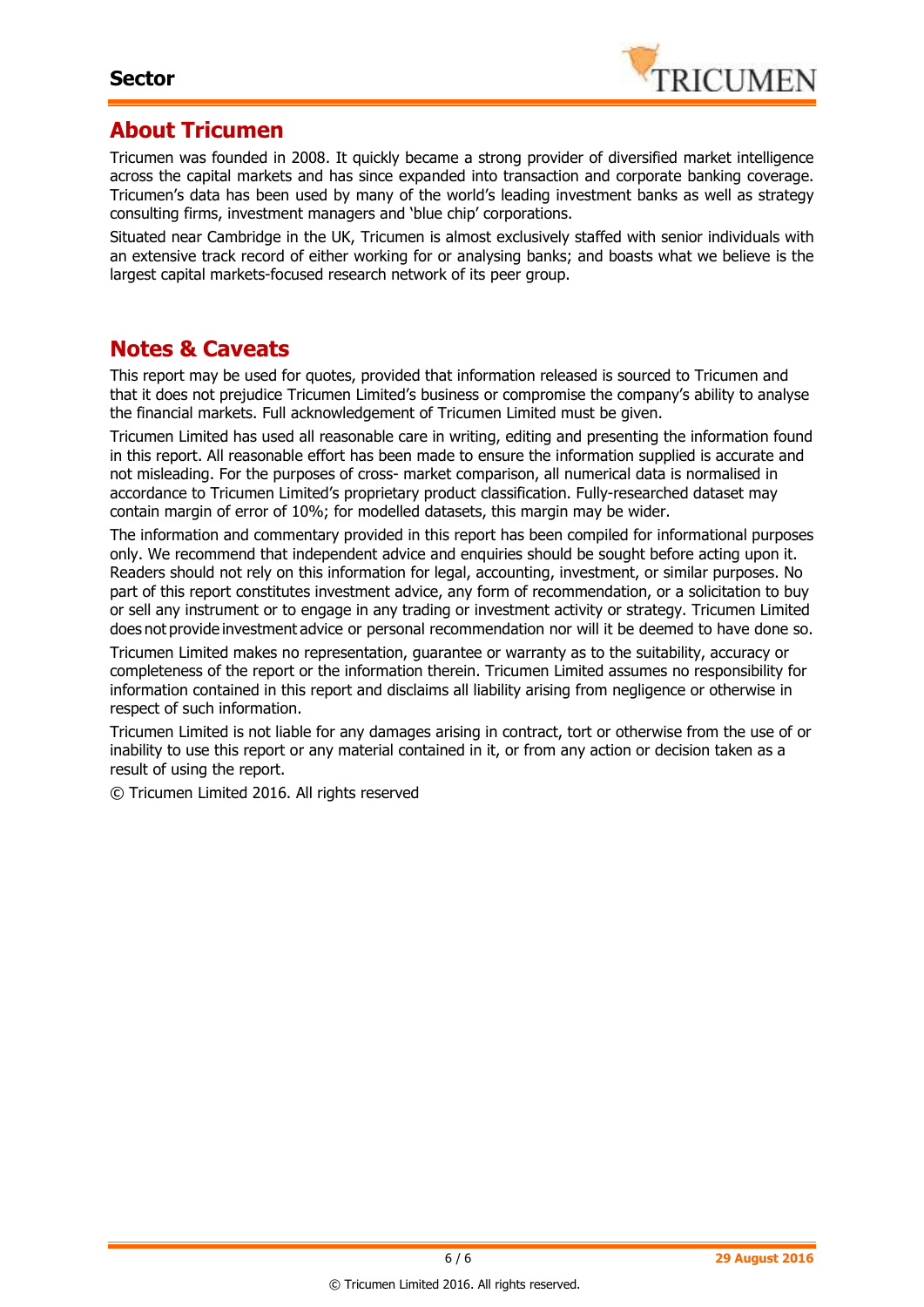## About Tricumen

Tricumen was founded in 2008. It quickly became a strong provider of diversified market intelligence across the capital markets and has since expanded into transaction and corporate banking coverage. Tricumen's data has been used by many of the world's leading investment banks as well as strategy consulting firms, investment managers and 'blue chip' corporations.

Situated near Cambridge in the UK, Tricumen is almost exclusively staffed with senior individuals with an extensive track record of either working for or analysing banks; and boasts what we believe is the largest capital markets-focused research network of its peer group.

## Notes & Caveats

This report may be used for quotes, provided that information released is sourced to Tricumen and that it does not prejudice Tricumen Limited's business or compromise the company's ability to analyse the financial markets. Full acknowledgement of Tricumen Limited must be given.

Tricumen Limited has used all reasonable care in writing, editing and presenting the information found in this report. All reasonable effort has been made to ensure the information supplied is accurate and not misleading. For the purposes of cross- market comparison, all numerical data is normalised in accordance to Tricumen Limited's proprietary product classification. Fully-researched dataset may contain margin of error of 10%; for modelled datasets, this margin may be wider.

The information and commentary provided in this report has been compiled for informational purposes only. We recommend that independent advice and enquiries should be sought before acting upon it. Readers should not rely on this information for legal, accounting, investment, or similar purposes. No part of this report constitutes investment advice, any form of recommendation, or a solicitation to buy or sell any instrument or to engage in any trading or investment activity or strategy. Tricumen Limited does not provide investment advice or personal recommendation nor will it be deemed to have done so.

Tricumen Limited makes no representation, guarantee or warranty as to the suitability, accuracy or completeness of the report or the information therein. Tricumen Limited assumes no responsibility for information contained in this report and disclaims all liability arising from negligence or otherwise in respect of such information.

Tricumen Limited is not liable for any damages arising in contract, tort or otherwise from the use of or inability to use this report or any material contained in it, or from any action or decision taken as a result of using the report.

© Tricumen Limited 2016. All rights reserved